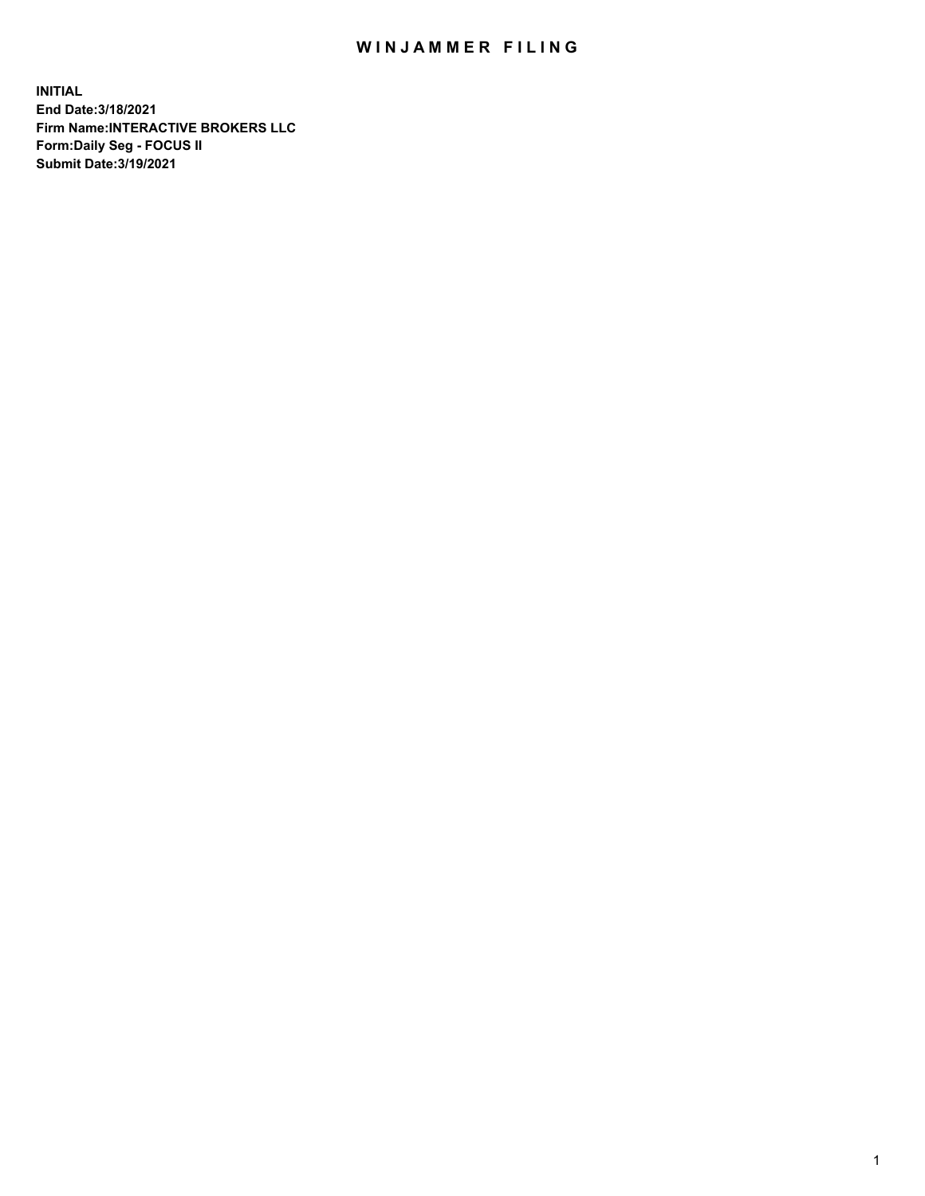# WINJAMMER FILING

**INITIAL**
**End Date:3/18/2021**
**Firm Name:INTERACTIVE BROKERS LLC**
**Form:Daily Seg - FOCUS II**
**Submit Date:3/19/2021**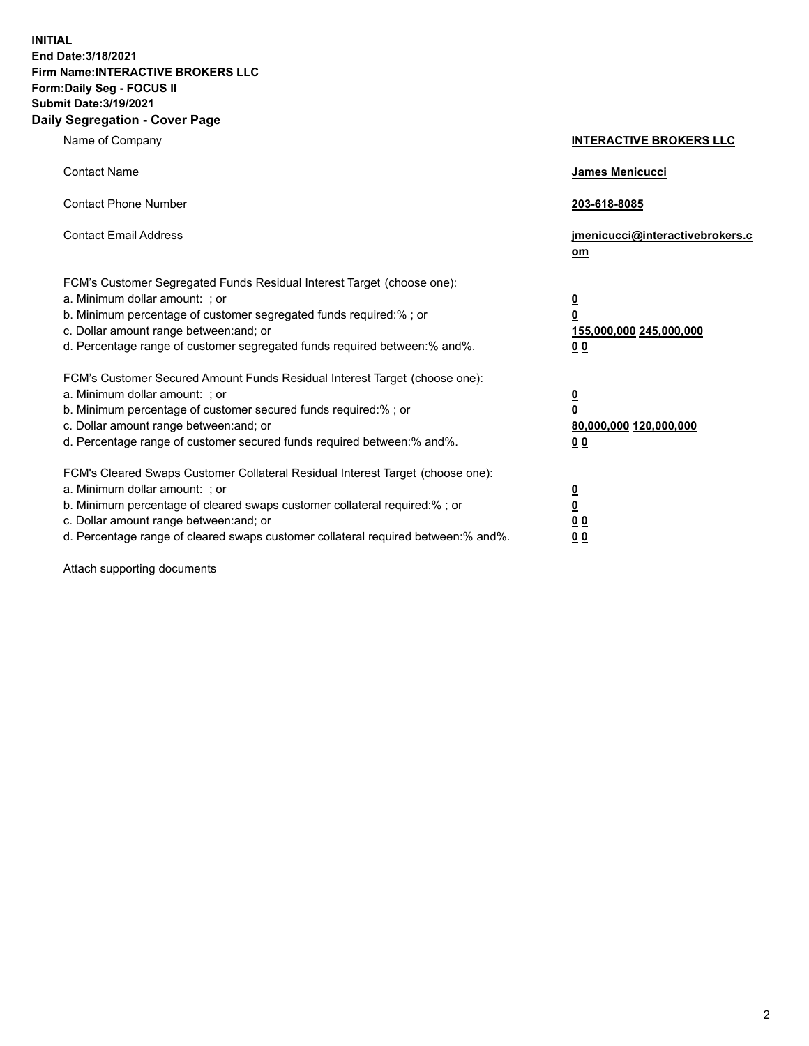**INITIAL**
**End Date:3/18/2021**
**Firm Name:INTERACTIVE BROKERS LLC**
**Form:Daily Seg - FOCUS II**
**Submit Date:3/19/2021**

## Daily Segregation - Cover Page

| | |
|---|---|
| Name of Company | **INTERACTIVE BROKERS LLC** |
| Contact Name | **James Menicucci** |
| Contact Phone Number | **203-618-8085** |
| Contact Email Address | **jmenicucci@interactivebrokers.com** |
| FCM's Customer Segregated Funds Residual Interest Target (choose one): | |
| a. Minimum dollar amount: ; or | **0** |
| b. Minimum percentage of customer segregated funds required:% ; or | **0** |
| c. Dollar amount range between:and; or | **155,000,000 245,000,000** |
| d. Percentage range of customer segregated funds required between:% and%. | **0 0** |
| FCM's Customer Secured Amount Funds Residual Interest Target (choose one): | |
| a. Minimum dollar amount: ; or | **0** |
| b. Minimum percentage of customer secured funds required:% ; or | **0** |
| c. Dollar amount range between:and; or | **80,000,000 120,000,000** |
| d. Percentage range of customer secured funds required between:% and%. | **0 0** |
| FCM's Cleared Swaps Customer Collateral Residual Interest Target (choose one): | |
| a. Minimum dollar amount: ; or | **0** |
| b. Minimum percentage of cleared swaps customer collateral required:% ; or | **0** |
| c. Dollar amount range between:and; or | **0 0** |
| d. Percentage range of cleared swaps customer collateral required between:% and%. | **0 0** |

Attach supporting documents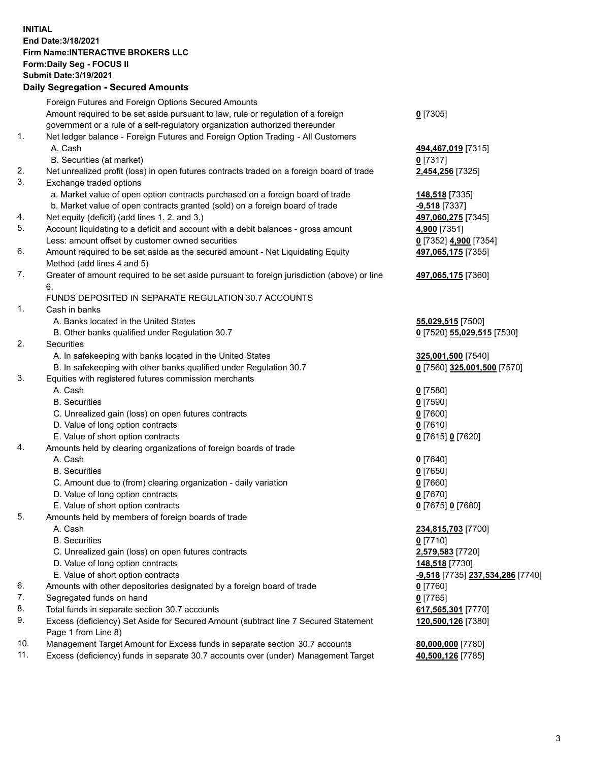**INITIAL**
**End Date:3/18/2021**
**Firm Name:INTERACTIVE BROKERS LLC**
**Form:Daily Seg - FOCUS II**
**Submit Date:3/19/2021**

**Daily Segregation - Secured Amounts**

| | | |
|---|---|---|
| | Foreign Futures and Foreign Options Secured Amounts | |
| | Amount required to be set aside pursuant to law, rule or regulation of a foreign government or a rule of a self-regulatory organization authorized thereunder | **0** [7305] |
| 1. | Net ledger balance - Foreign Futures and Foreign Option Trading - All Customers | |
| | A. Cash | **494,467,019** [7315] |
| | B. Securities (at market) | **0** [7317] |
| 2. | Net unrealized profit (loss) in open futures contracts traded on a foreign board of trade | **2,454,256** [7325] |
| 3. | Exchange traded options | |
| | a. Market value of open option contracts purchased on a foreign board of trade | **148,518** [7335] |
| | b. Market value of open contracts granted (sold) on a foreign board of trade | **-9,518** [7337] |
| 4. | Net equity (deficit) (add lines 1. 2. and 3.) | **497,060,275** [7345] |
| 5. | Account liquidating to a deficit and account with a debit balances - gross amount | **4,900** [7351] |
| | Less: amount offset by customer owned securities | **0** [7352] **4,900** [7354] |
| 6. | Amount required to be set aside as the secured amount - Net Liquidating Equity Method (add lines 4 and 5) | **497,065,175** [7355] |
| 7. | Greater of amount required to be set aside pursuant to foreign jurisdiction (above) or line 6. | **497,065,175** [7360] |
| | FUNDS DEPOSITED IN SEPARATE REGULATION 30.7 ACCOUNTS | |
| 1. | Cash in banks | |
| | A. Banks located in the United States | **55,029,515** [7500] |
| | B. Other banks qualified under Regulation 30.7 | **0** [7520] **55,029,515** [7530] |
| 2. | Securities | |
| | A. In safekeeping with banks located in the United States | **325,001,500** [7540] |
| | B. In safekeeping with other banks qualified under Regulation 30.7 | **0** [7560] **325,001,500** [7570] |
| 3. | Equities with registered futures commission merchants | |
| | A. Cash | **0** [7580] |
| | B. Securities | **0** [7590] |
| | C. Unrealized gain (loss) on open futures contracts | **0** [7600] |
| | D. Value of long option contracts | **0** [7610] |
| | E. Value of short option contracts | **0** [7615] **0** [7620] |
| 4. | Amounts held by clearing organizations of foreign boards of trade | |
| | A. Cash | **0** [7640] |
| | B. Securities | **0** [7650] |
| | C. Amount due to (from) clearing organization - daily variation | **0** [7660] |
| | D. Value of long option contracts | **0** [7670] |
| | E. Value of short option contracts | **0** [7675] **0** [7680] |
| 5. | Amounts held by members of foreign boards of trade | |
| | A. Cash | **234,815,703** [7700] |
| | B. Securities | **0** [7710] |
| | C. Unrealized gain (loss) on open futures contracts | **2,579,583** [7720] |
| | D. Value of long option contracts | **148,518** [7730] |
| | E. Value of short option contracts | **-9,518** [7735] **237,534,286** [7740] |
| 6. | Amounts with other depositories designated by a foreign board of trade | **0** [7760] |
| 7. | Segregated funds on hand | **0** [7765] |
| 8. | Total funds in separate section 30.7 accounts | **617,565,301** [7770] |
| 9. | Excess (deficiency) Set Aside for Secured Amount (subtract line 7 Secured Statement Page 1 from Line 8) | **120,500,126** [7380] |
| 10. | Management Target Amount for Excess funds in separate section 30.7 accounts | **80,000,000** [7780] |
| 11. | Excess (deficiency) funds in separate 30.7 accounts over (under) Management Target | **40,500,126** [7785] |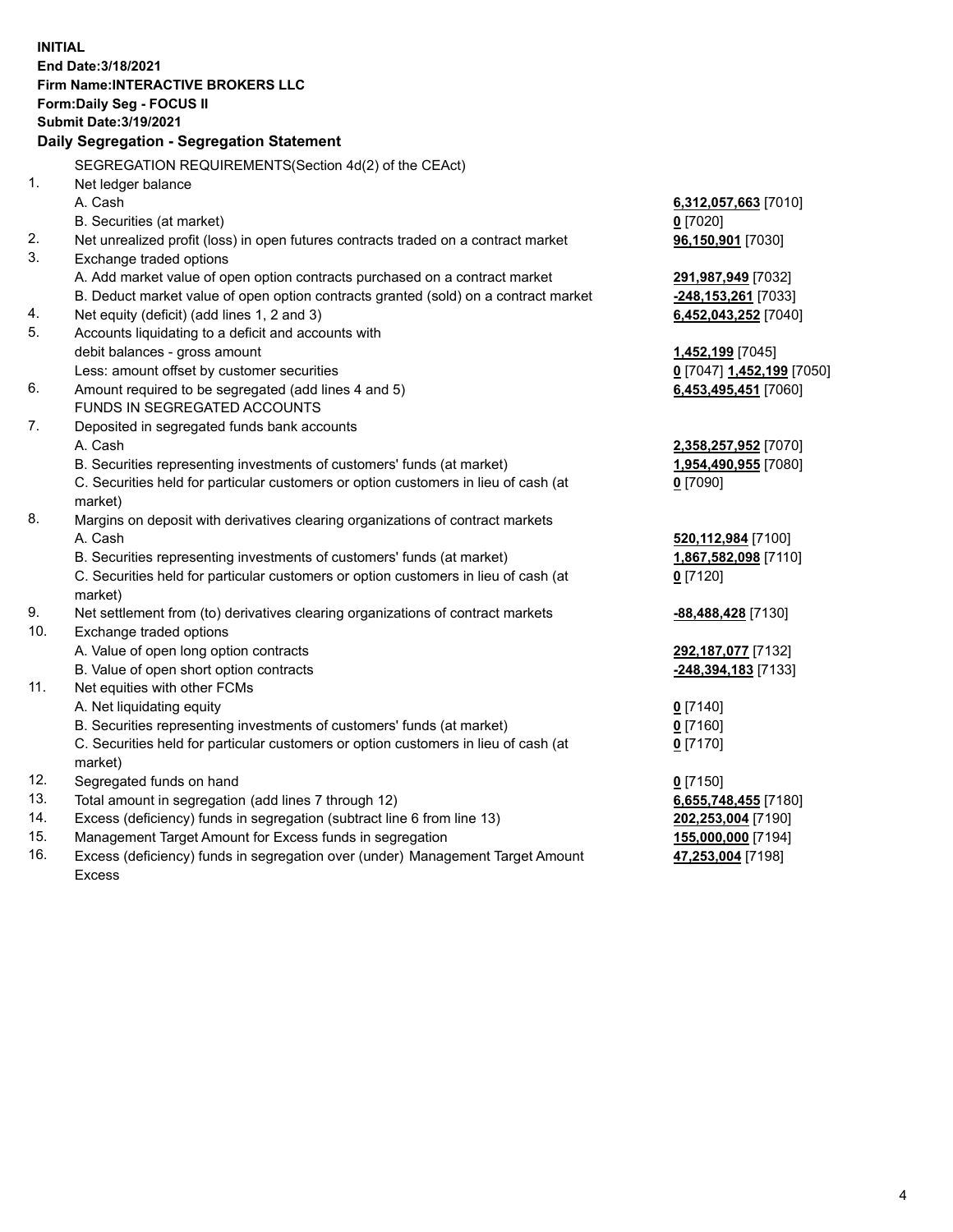**INITIAL**
**End Date:3/18/2021**
**Firm Name:INTERACTIVE BROKERS LLC**
**Form:Daily Seg - FOCUS II**
**Submit Date:3/19/2021**

## Daily Segregation - Segregation Statement

SEGREGATION REQUIREMENTS(Section 4d(2) of the CEAct)

| | | |
|---|---|---|
| 1. | Net ledger balance | |
| | A. Cash | **6,312,057,663** [7010] |
| | B. Securities (at market) | **0** [7020] |
| 2. | Net unrealized profit (loss) in open futures contracts traded on a contract market | **96,150,901** [7030] |
| 3. | Exchange traded options | |
| | A. Add market value of open option contracts purchased on a contract market | **291,987,949** [7032] |
| | B. Deduct market value of open option contracts granted (sold) on a contract market | **-248,153,261** [7033] |
| 4. | Net equity (deficit) (add lines 1, 2 and 3) | **6,452,043,252** [7040] |
| 5. | Accounts liquidating to a deficit and accounts with debit balances - gross amount | **1,452,199** [7045] |
| | Less: amount offset by customer securities | **0** [7047] **1,452,199** [7050] |
| 6. | Amount required to be segregated (add lines 4 and 5) | **6,453,495,451** [7060] |
| | FUNDS IN SEGREGATED ACCOUNTS | |
| 7. | Deposited in segregated funds bank accounts | |
| | A. Cash | **2,358,257,952** [7070] |
| | B. Securities representing investments of customers' funds (at market) | **1,954,490,955** [7080] |
| | C. Securities held for particular customers or option customers in lieu of cash (at market) | **0** [7090] |
| 8. | Margins on deposit with derivatives clearing organizations of contract markets | |
| | A. Cash | **520,112,984** [7100] |
| | B. Securities representing investments of customers' funds (at market) | **1,867,582,098** [7110] |
| | C. Securities held for particular customers or option customers in lieu of cash (at market) | **0** [7120] |
| 9. | Net settlement from (to) derivatives clearing organizations of contract markets | **-88,488,428** [7130] |
| 10. | Exchange traded options | |
| | A. Value of open long option contracts | **292,187,077** [7132] |
| | B. Value of open short option contracts | **-248,394,183** [7133] |
| 11. | Net equities with other FCMs | |
| | A. Net liquidating equity | **0** [7140] |
| | B. Securities representing investments of customers' funds (at market) | **0** [7160] |
| | C. Securities held for particular customers or option customers in lieu of cash (at market) | **0** [7170] |
| 12. | Segregated funds on hand | **0** [7150] |
| 13. | Total amount in segregation (add lines 7 through 12) | **6,655,748,455** [7180] |
| 14. | Excess (deficiency) funds in segregation (subtract line 6 from line 13) | **202,253,004** [7190] |
| 15. | Management Target Amount for Excess funds in segregation | **155,000,000** [7194] |
| 16. | Excess (deficiency) funds in segregation over (under) Management Target Amount Excess | **47,253,004** [7198] |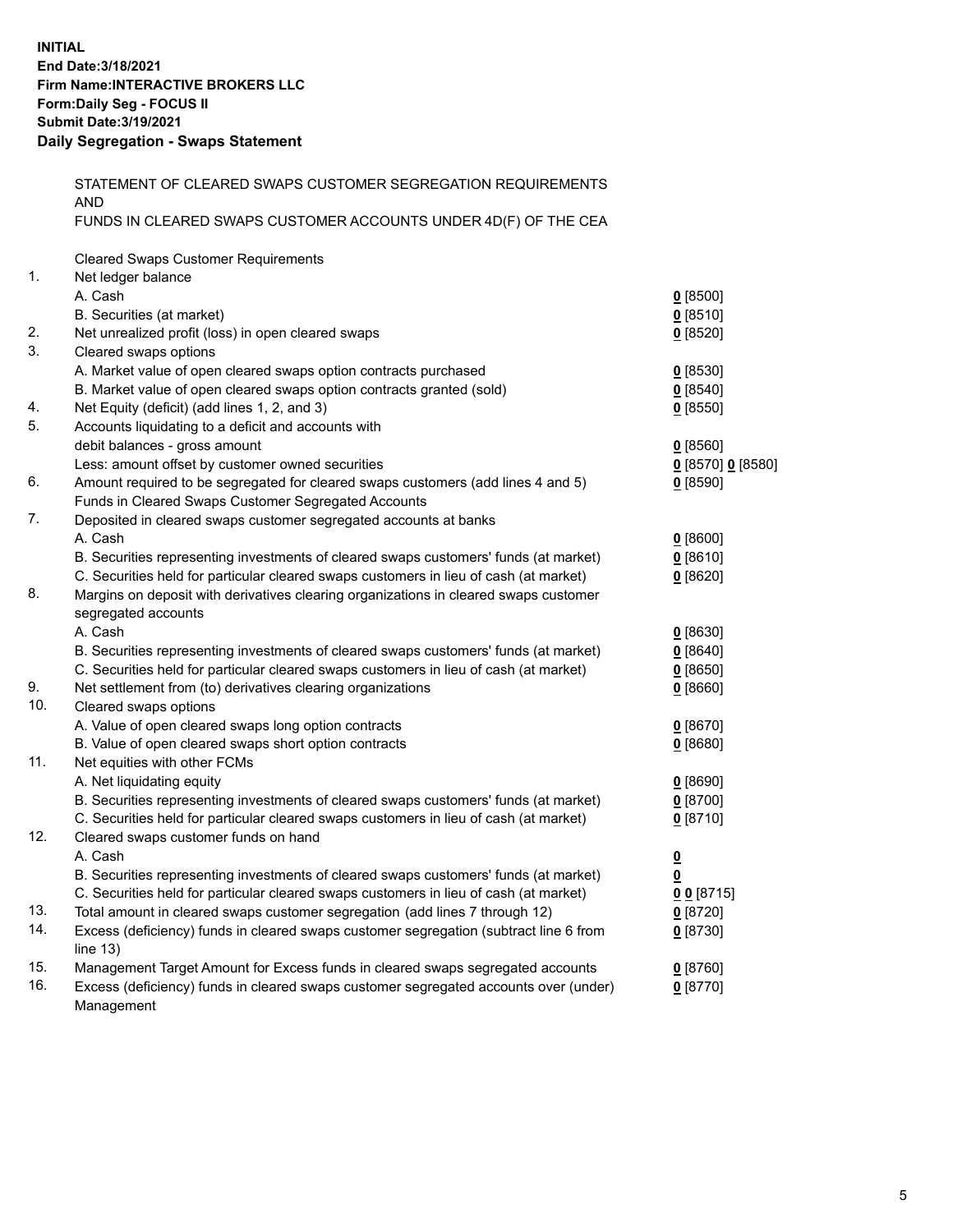**INITIAL**
**End Date:3/18/2021**
**Firm Name:INTERACTIVE BROKERS LLC**
**Form:Daily Seg - FOCUS II**
**Submit Date:3/19/2021**
**Daily Segregation - Swaps Statement**

STATEMENT OF CLEARED SWAPS CUSTOMER SEGREGATION REQUIREMENTS AND FUNDS IN CLEARED SWAPS CUSTOMER ACCOUNTS UNDER 4D(F) OF THE CEA

| | | |
|---|---|---|
| | Cleared Swaps Customer Requirements | |
| 1. | Net ledger balance | |
| | A. Cash | 0 [8500] |
| | B. Securities (at market) | 0 [8510] |
| 2. | Net unrealized profit (loss) in open cleared swaps | 0 [8520] |
| 3. | Cleared swaps options | |
| | A. Market value of open cleared swaps option contracts purchased | 0 [8530] |
| | B. Market value of open cleared swaps option contracts granted (sold) | 0 [8540] |
| 4. | Net Equity (deficit) (add lines 1, 2, and 3) | 0 [8550] |
| 5. | Accounts liquidating to a deficit and accounts with debit balances - gross amount | 0 [8560] |
| | Less: amount offset by customer owned securities | 0 [8570] 0 [8580] |
| 6. | Amount required to be segregated for cleared swaps customers (add lines 4 and 5) | 0 [8590] |
| | Funds in Cleared Swaps Customer Segregated Accounts | |
| 7. | Deposited in cleared swaps customer segregated accounts at banks | |
| | A. Cash | 0 [8600] |
| | B. Securities representing investments of cleared swaps customers' funds (at market) | 0 [8610] |
| | C. Securities held for particular cleared swaps customers in lieu of cash (at market) | 0 [8620] |
| 8. | Margins on deposit with derivatives clearing organizations in cleared swaps customer segregated accounts | |
| | A. Cash | 0 [8630] |
| | B. Securities representing investments of cleared swaps customers' funds (at market) | 0 [8640] |
| | C. Securities held for particular cleared swaps customers in lieu of cash (at market) | 0 [8650] |
| 9. | Net settlement from (to) derivatives clearing organizations | 0 [8660] |
| 10. | Cleared swaps options | |
| | A. Value of open cleared swaps long option contracts | 0 [8670] |
| | B. Value of open cleared swaps short option contracts | 0 [8680] |
| 11. | Net equities with other FCMs | |
| | A. Net liquidating equity | 0 [8690] |
| | B. Securities representing investments of cleared swaps customers' funds (at market) | 0 [8700] |
| | C. Securities held for particular cleared swaps customers in lieu of cash (at market) | 0 [8710] |
| 12. | Cleared swaps customer funds on hand | |
| | A. Cash | 0 |
| | B. Securities representing investments of cleared swaps customers' funds (at market) | 0 |
| | C. Securities held for particular cleared swaps customers in lieu of cash (at market) | 0 0 [8715] |
| 13. | Total amount in cleared swaps customer segregation (add lines 7 through 12) | 0 [8720] |
| 14. | Excess (deficiency) funds in cleared swaps customer segregation (subtract line 6 from line 13) | 0 [8730] |
| 15. | Management Target Amount for Excess funds in cleared swaps segregated accounts | 0 [8760] |
| 16. | Excess (deficiency) funds in cleared swaps customer segregated accounts over (under) Management | 0 [8770] |